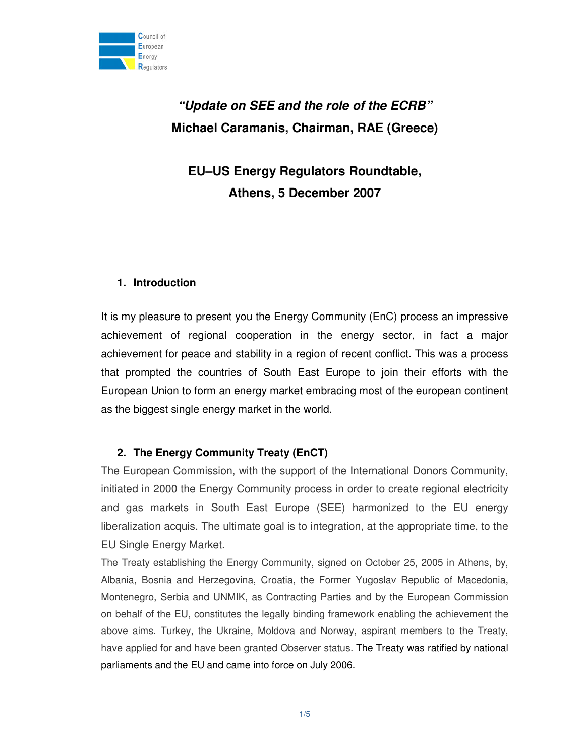# *"Update on SEE and the role of the ECRB"*

**Michael Caramanis, Chairman, RAE (Greece)**

**EU–US Energy Regulators Roundtable, Athens, 5 December 2007**

## 1. Introduction

It is my pleasure to present you the Energy Community (EnC) process an impressive achievement of regional cooperation in the energy sector, in fact a major achievement for peace and stability in a region of recent conflict. This was a process that prompted the countries of South East Europe to join their efforts with the European Union to form an energy market embracing most of the european continent as the biggest single energy market in the world.

## 2. The Energy Community Treaty (EnCT)

The European Commission, with the support of the International Donors Community, initiated in 2000 the Energy Community process in order to create regional electricity and gas markets in South East Europe (SEE) harmonized to the EU energy liberalization acquis. The ultimate goal is to integration, at the appropriate time, to the EU Single Energy Market.

The Treaty establishing the Energy Community, signed on October 25, 2005 in Athens, by, Albania, Bosnia and Herzegovina, Croatia, the Former Yugoslav Republic of Macedonia, Montenegro, Serbia and UNMIK, as Contracting Parties and by the European Commission on behalf of the EU, constitutes the legally binding framework enabling the achievement the above aims. Turkey, the Ukraine, Moldova and Norway, aspirant members to the Treaty, have applied for and have been granted Observer status. The Treaty was ratified by national parliaments and the EU and came into force on July 2006.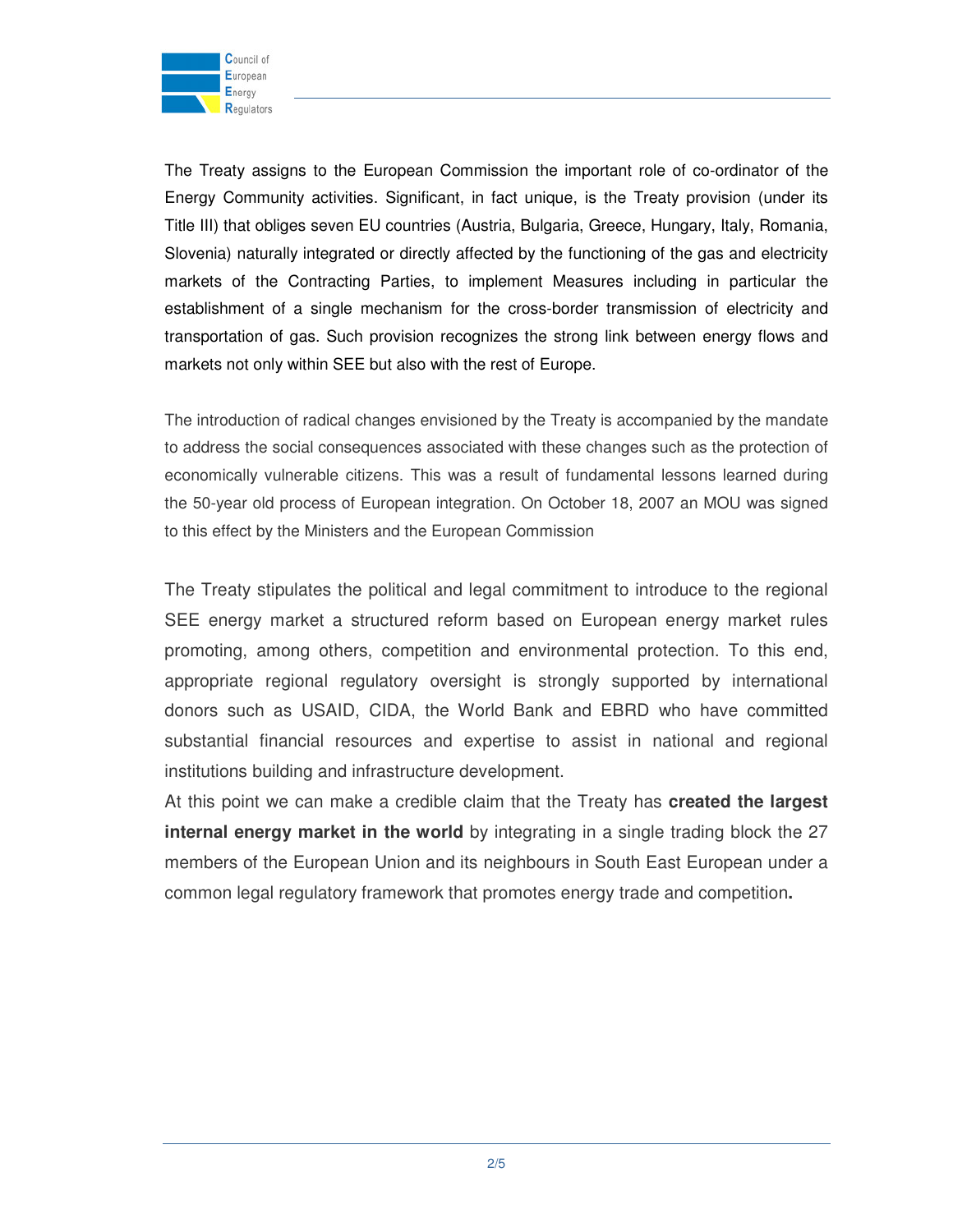The Treaty assigns to the European Commission the important role of co-ordinator of the Energy Community activities. Significant, in fact unique, is the Treaty provision (under its Title III) that obliges seven EU countries (Austria, Bulgaria, Greece, Hungary, Italy, Romania, Slovenia) naturally integrated or directly affected by the functioning of the gas and electricity markets of the Contracting Parties, to implement Measures including in particular the establishment of a single mechanism for the cross-border transmission of electricity and transportation of gas. Such provision recognizes the strong link between energy flows and markets not only within SEE but also with the rest of Europe.

The introduction of radical changes envisioned by the Treaty is accompanied by the mandate to address the social consequences associated with these changes such as the protection of economically vulnerable citizens. This was a result of fundamental lessons learned during the 50-year old process of European integration. On October 18, 2007 an MOU was signed to this effect by the Ministers and the European Commission

The Treaty stipulates the political and legal commitment to introduce to the regional SEE energy market a structured reform based on European energy market rules promoting, among others, competition and environmental protection. To this end, appropriate regional regulatory oversight is strongly supported by international donors such as USAID, CIDA, the World Bank and EBRD who have committed substantial financial resources and expertise to assist in national and regional institutions building and infrastructure development.

At this point we can make a credible claim that the Treaty has **created the largest internal energy market in the world** by integrating in a single trading block the 27 members of the European Union and its neighbours in South East European under a common legal regulatory framework that promotes energy trade and competition**.**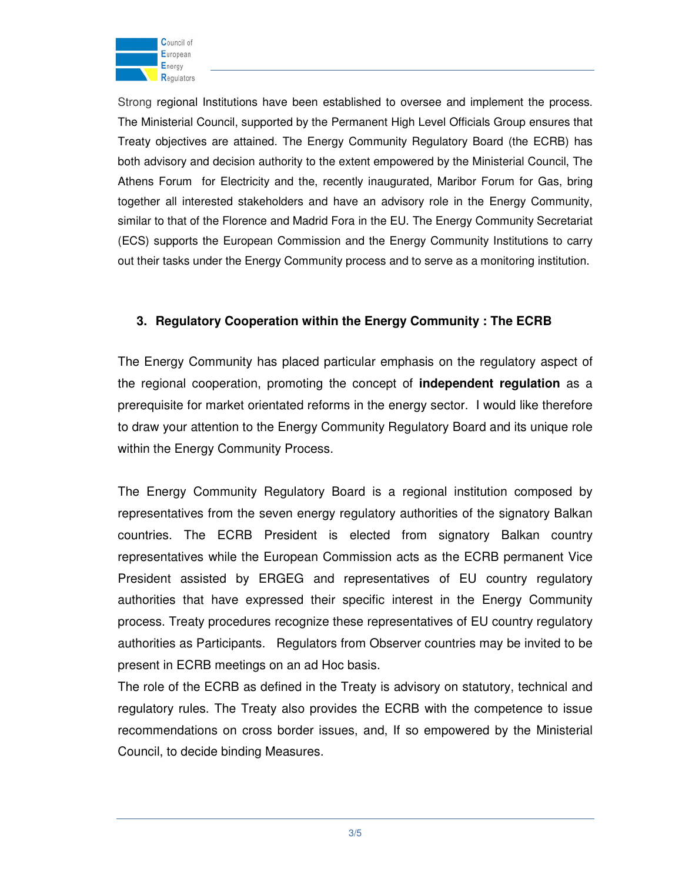Strong regional Institutions have been established to oversee and implement the process. The Ministerial Council, supported by the Permanent High Level Officials Group ensures that Treaty objectives are attained. The Energy Community Regulatory Board (the ECRB) has both advisory and decision authority to the extent empowered by the Ministerial Council, The Athens Forum for Electricity and the, recently inaugurated, Maribor Forum for Gas, bring together all interested stakeholders and have an advisory role in the Energy Community, similar to that of the Florence and Madrid Fora in the EU. The Energy Community Secretariat (ECS) supports the European Commission and the Energy Community Institutions to carry out their tasks under the Energy Community process and to serve as a monitoring institution.

## 3. Regulatory Cooperation within the Energy Community : The ECRB

The Energy Community has placed particular emphasis on the regulatory aspect of the regional cooperation, promoting the concept of **independent regulation** as a prerequisite for market orientated reforms in the energy sector. I would like therefore to draw your attention to the Energy Community Regulatory Board and its unique role within the Energy Community Process.

The Energy Community Regulatory Board is a regional institution composed by representatives from the seven energy regulatory authorities of the signatory Balkan countries. The ECRB President is elected from signatory Balkan country representatives while the European Commission acts as the ECRB permanent Vice President assisted by ERGEG and representatives of EU country regulatory authorities that have expressed their specific interest in the Energy Community process. Treaty procedures recognize these representatives of EU country regulatory authorities as Participants. Regulators from Observer countries may be invited to be present in ECRB meetings on an ad Hoc basis.

The role of the ECRB as defined in the Treaty is advisory on statutory, technical and regulatory rules. The Treaty also provides the ECRB with the competence to issue recommendations on cross border issues, and, If so empowered by the Ministerial Council, to decide binding Measures.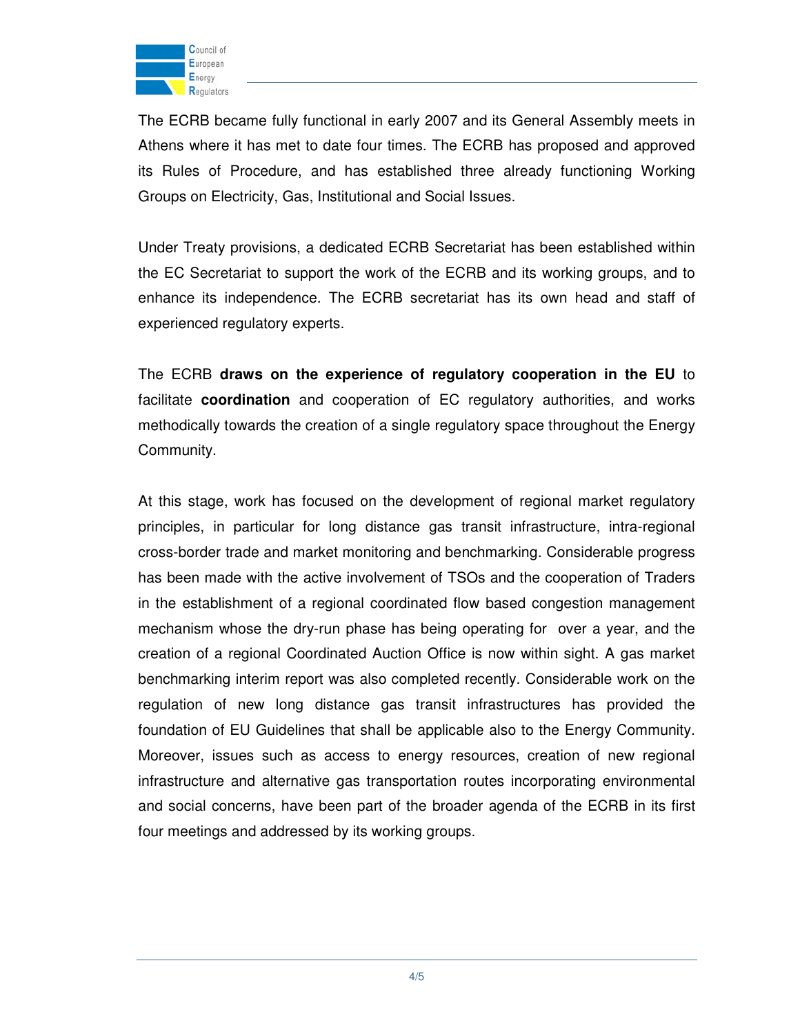The ECRB became fully functional in early 2007 and its General Assembly meets in Athens where it has met to date four times. The ECRB has proposed and approved its Rules of Procedure, and has established three already functioning Working Groups on Electricity, Gas, Institutional and Social Issues.

Under Treaty provisions, a dedicated ECRB Secretariat has been established within the EC Secretariat to support the work of the ECRB and its working groups, and to enhance its independence. The ECRB secretariat has its own head and staff of experienced regulatory experts.

The ECRB **draws on the experience of regulatory cooperation in the EU** to facilitate **coordination** and cooperation of EC regulatory authorities, and works methodically towards the creation of a single regulatory space throughout the Energy Community.

At this stage, work has focused on the development of regional market regulatory principles, in particular for long distance gas transit infrastructure, intra-regional cross-border trade and market monitoring and benchmarking. Considerable progress has been made with the active involvement of TSOs and the cooperation of Traders in the establishment of a regional coordinated flow based congestion management mechanism whose the dry-run phase has being operating for over a year, and the creation of a regional Coordinated Auction Office is now within sight. A gas market benchmarking interim report was also completed recently. Considerable work on the regulation of new long distance gas transit infrastructures has provided the foundation of EU Guidelines that shall be applicable also to the Energy Community. Moreover, issues such as access to energy resources, creation of new regional infrastructure and alternative gas transportation routes incorporating environmental and social concerns, have been part of the broader agenda of the ECRB in its first four meetings and addressed by its working groups.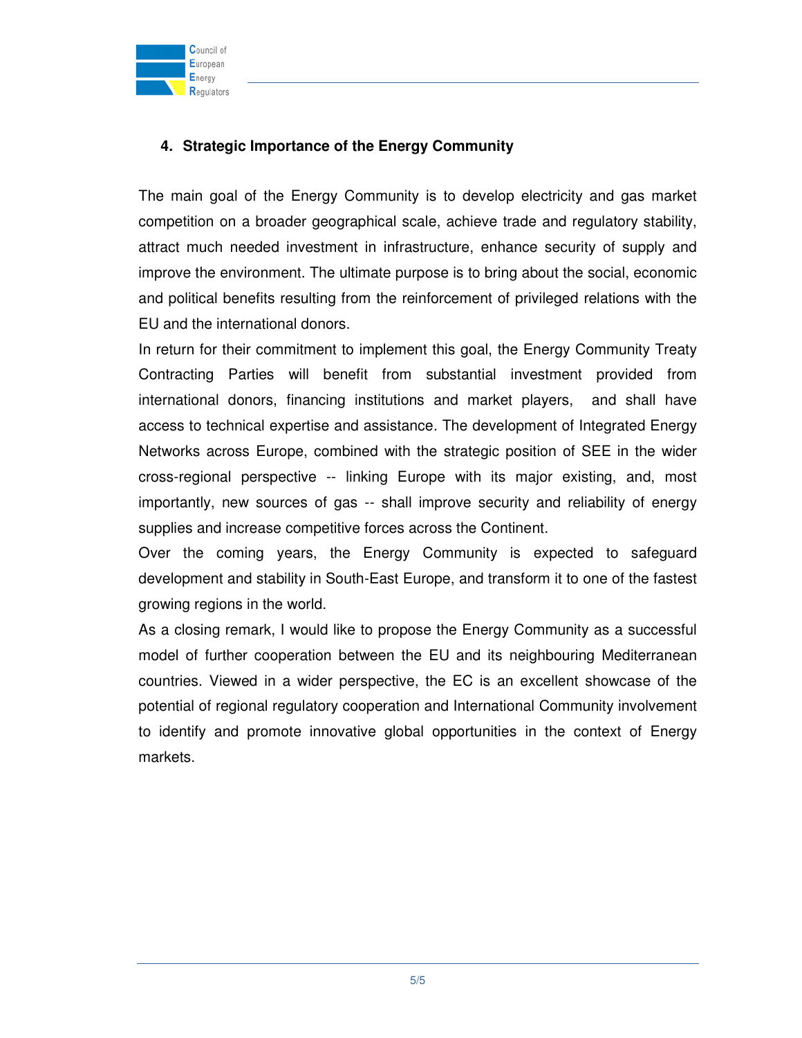## 4. Strategic Importance of the Energy Community

The main goal of the Energy Community is to develop electricity and gas market competition on a broader geographical scale, achieve trade and regulatory stability, attract much needed investment in infrastructure, enhance security of supply and improve the environment. The ultimate purpose is to bring about the social, economic and political benefits resulting from the reinforcement of privileged relations with the EU and the international donors.

In return for their commitment to implement this goal, the Energy Community Treaty Contracting Parties will benefit from substantial investment provided from international donors, financing institutions and market players, and shall have access to technical expertise and assistance. The development of Integrated Energy Networks across Europe, combined with the strategic position of SEE in the wider cross-regional perspective -- linking Europe with its major existing, and, most importantly, new sources of gas -- shall improve security and reliability of energy supplies and increase competitive forces across the Continent.

Over the coming years, the Energy Community is expected to safeguard development and stability in South-East Europe, and transform it to one of the fastest growing regions in the world.

As a closing remark, I would like to propose the Energy Community as a successful model of further cooperation between the EU and its neighbouring Mediterranean countries. Viewed in a wider perspective, the EC is an excellent showcase of the potential of regional regulatory cooperation and International Community involvement to identify and promote innovative global opportunities in the context of Energy markets.